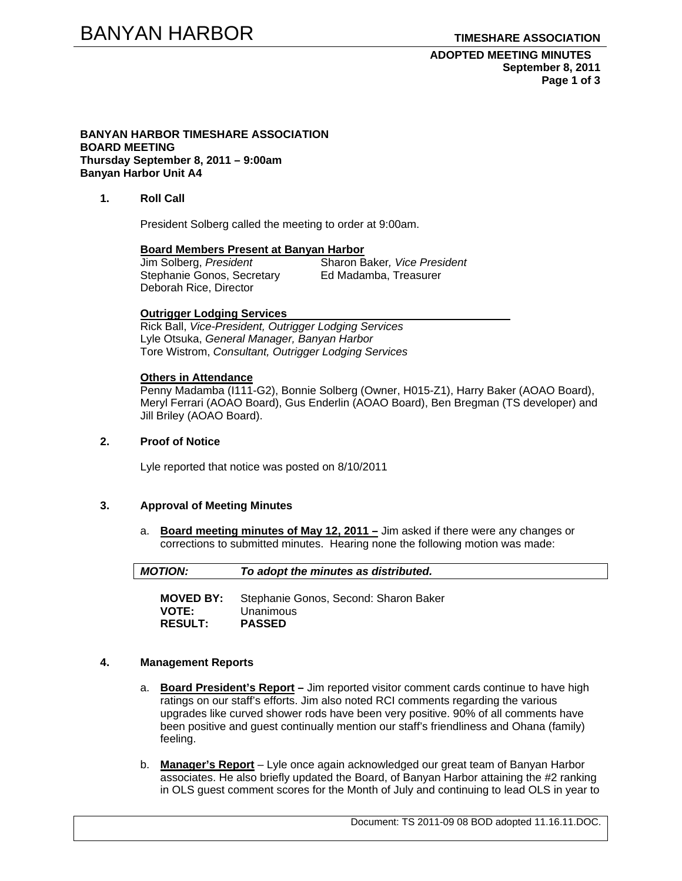**BANYAN HARBOR TIMESHARE ASSOCIATION**
**BOARD MEETING**
**Thursday September 8, 2011 – 9:00am**
**Banyan Harbor Unit A4**

## 1. Roll Call

President Solberg called the meeting to order at 9:00am.

**Board Members Present at Banyan Harbor**

Jim Solberg, *President*
Sharon Baker, *Vice President*
Stephanie Gonos, Secretary
Ed Madamba, Treasurer
Deborah Rice, Director

**Outrigger Lodging Services**

Rick Ball, *Vice-President, Outrigger Lodging Services*
Lyle Otsuka, *General Manager, Banyan Harbor*
Tore Wistrom, *Consultant, Outrigger Lodging Services*

**Others in Attendance**

Penny Madamba (I111-G2), Bonnie Solberg (Owner, H015-Z1), Harry Baker (AOAO Board), Meryl Ferrari (AOAO Board), Gus Enderlin (AOAO Board), Ben Bregman (TS developer) and Jill Briley (AOAO Board).

## 2. Proof of Notice

Lyle reported that notice was posted on 8/10/2011

## 3. Approval of Meeting Minutes

a. **Board meeting minutes of May 12, 2011 –** Jim asked if there were any changes or corrections to submitted minutes. Hearing none the following motion was made:

***MOTION:*** ***To adopt the minutes as distributed.***

**MOVED BY:** Stephanie Gonos, Second: Sharon Baker
**VOTE:** Unanimous
**RESULT:** **PASSED**

## 4. Management Reports

a. **Board President's Report –** Jim reported visitor comment cards continue to have high ratings on our staff's efforts. Jim also noted RCI comments regarding the various upgrades like curved shower rods have been very positive. 90% of all comments have been positive and guest continually mention our staff's friendliness and Ohana (family) feeling.

b. **Manager's Report** – Lyle once again acknowledged our great team of Banyan Harbor associates. He also briefly updated the Board, of Banyan Harbor attaining the #2 ranking in OLS guest comment scores for the Month of July and continuing to lead OLS in year to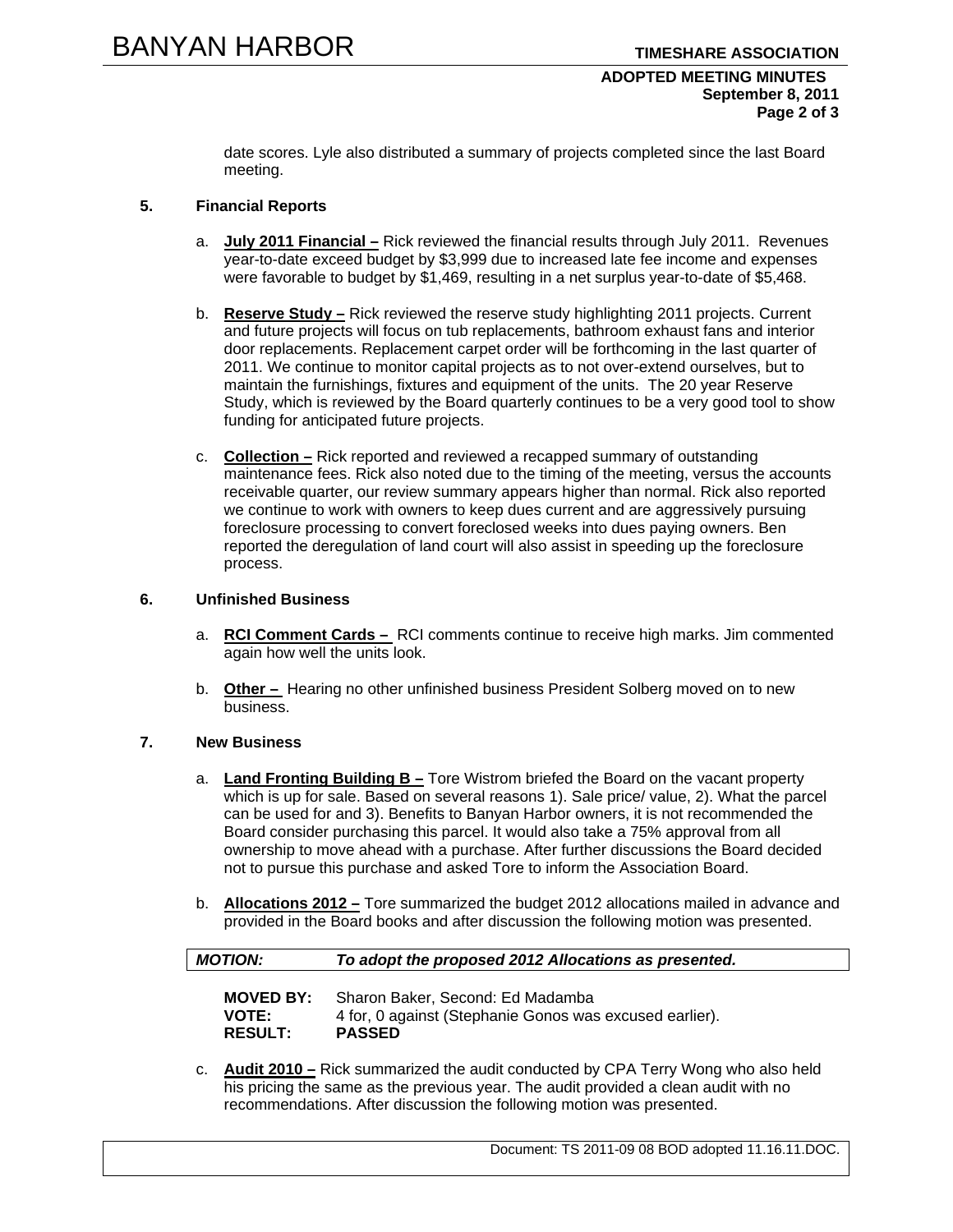date scores. Lyle also distributed a summary of projects completed since the last Board meeting.

**5. Financial Reports**

a. **July 2011 Financial –** Rick reviewed the financial results through July 2011. Revenues year-to-date exceed budget by $3,999 due to increased late fee income and expenses were favorable to budget by $1,469, resulting in a net surplus year-to-date of $5,468.

b. **Reserve Study –** Rick reviewed the reserve study highlighting 2011 projects. Current and future projects will focus on tub replacements, bathroom exhaust fans and interior door replacements. Replacement carpet order will be forthcoming in the last quarter of 2011. We continue to monitor capital projects as to not over-extend ourselves, but to maintain the furnishings, fixtures and equipment of the units. The 20 year Reserve Study, which is reviewed by the Board quarterly continues to be a very good tool to show funding for anticipated future projects.

c. **Collection –** Rick reported and reviewed a recapped summary of outstanding maintenance fees. Rick also noted due to the timing of the meeting, versus the accounts receivable quarter, our review summary appears higher than normal. Rick also reported we continue to work with owners to keep dues current and are aggressively pursuing foreclosure processing to convert foreclosed weeks into dues paying owners. Ben reported the deregulation of land court will also assist in speeding up the foreclosure process.

**6. Unfinished Business**

a. **RCI Comment Cards –** RCI comments continue to receive high marks. Jim commented again how well the units look.

b. **Other –** Hearing no other unfinished business President Solberg moved on to new business.

**7. New Business**

a. **Land Fronting Building B –** Tore Wistrom briefed the Board on the vacant property which is up for sale. Based on several reasons 1). Sale price/ value, 2). What the parcel can be used for and 3). Benefits to Banyan Harbor owners, it is not recommended the Board consider purchasing this parcel. It would also take a 75% approval from all ownership to move ahead with a purchase. After further discussions the Board decided not to pursue this purchase and asked Tore to inform the Association Board.

b. **Allocations 2012 –** Tore summarized the budget 2012 allocations mailed in advance and provided in the Board books and after discussion the following motion was presented.

***MOTION:*** ***To adopt the proposed 2012 Allocations as presented.***

**MOVED BY:** Sharon Baker, Second: Ed Madamba
**VOTE:** 4 for, 0 against (Stephanie Gonos was excused earlier).
**RESULT:** **PASSED**

c. **Audit 2010 –** Rick summarized the audit conducted by CPA Terry Wong who also held his pricing the same as the previous year. The audit provided a clean audit with no recommendations. After discussion the following motion was presented.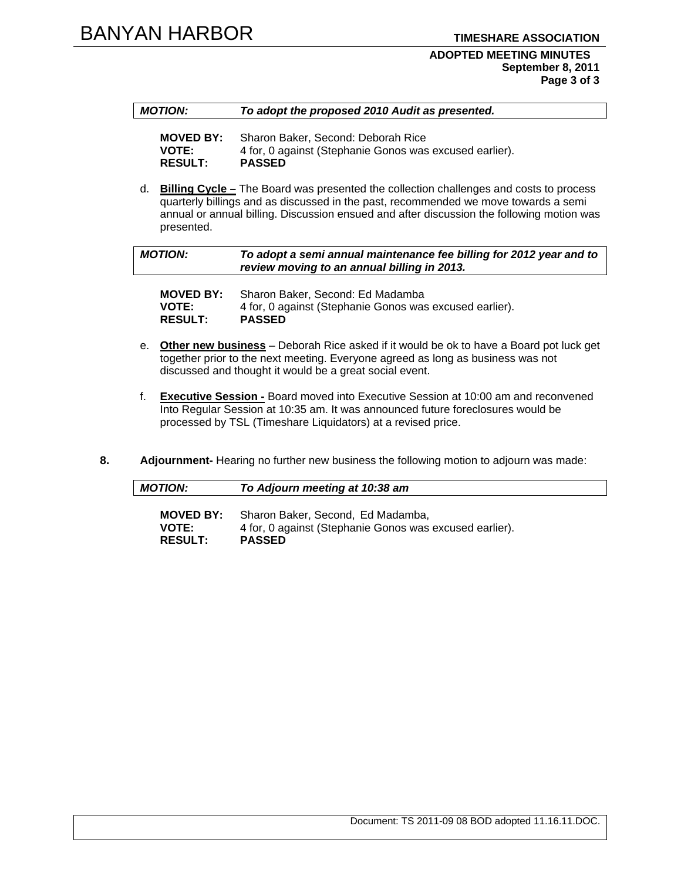| | |
|---|---|
| ***MOTION:*** | ***To adopt the proposed 2010 Audit as presented.*** |

**MOVED BY:** Sharon Baker, Second: Deborah Rice
**VOTE:** 4 for, 0 against (Stephanie Gonos was excused earlier).
**RESULT:** **PASSED**

d. **Billing Cycle –** The Board was presented the collection challenges and costs to process quarterly billings and as discussed in the past, recommended we move towards a semi annual or annual billing. Discussion ensued and after discussion the following motion was presented.

| | |
|---|---|
| ***MOTION:*** | ***To adopt a semi annual maintenance fee billing for 2012 year and to review moving to an annual billing in 2013.*** |

**MOVED BY:** Sharon Baker, Second: Ed Madamba
**VOTE:** 4 for, 0 against (Stephanie Gonos was excused earlier).
**RESULT:** **PASSED**

e. **Other new business** – Deborah Rice asked if it would be ok to have a Board pot luck get together prior to the next meeting. Everyone agreed as long as business was not discussed and thought it would be a great social event.

f. **Executive Session -** Board moved into Executive Session at 10:00 am and reconvened Into Regular Session at 10:35 am. It was announced future foreclosures would be processed by TSL (Timeshare Liquidators) at a revised price.

**8. Adjournment-** Hearing no further new business the following motion to adjourn was made:

| | |
|---|---|
| ***MOTION:*** | ***To Adjourn meeting at 10:38 am*** |

**MOVED BY:** Sharon Baker, Second, Ed Madamba,
**VOTE:** 4 for, 0 against (Stephanie Gonos was excused earlier).
**RESULT:** **PASSED**

Document: TS 2011-09 08 BOD adopted 11.16.11.DOC.